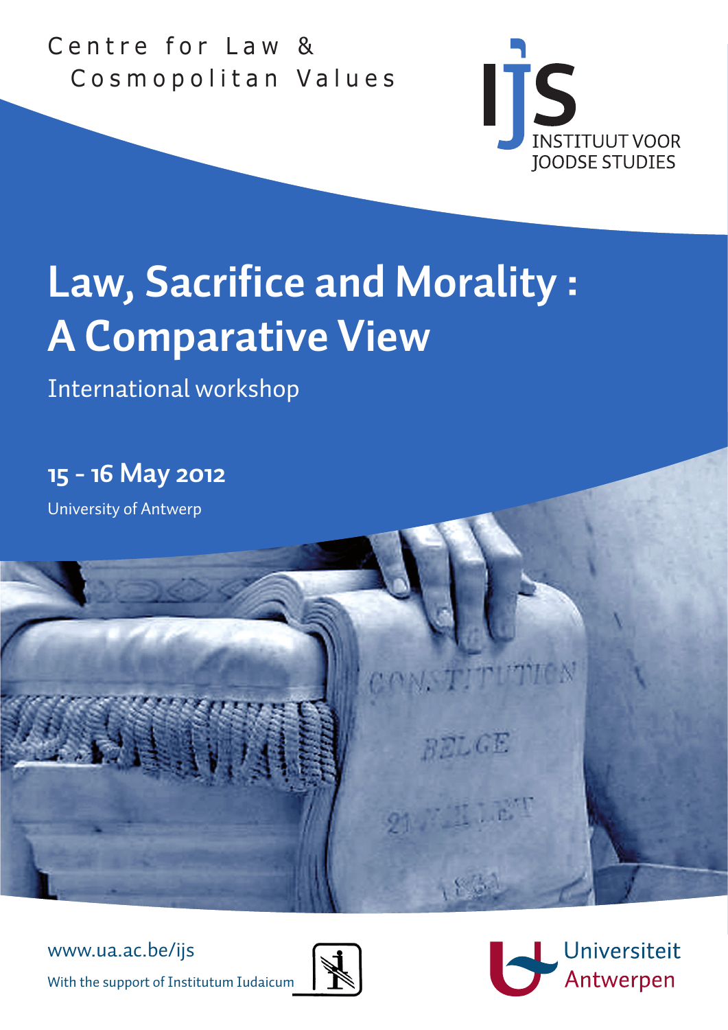Centre for Law & Cosmopolitan Values

IJS INSTITUUT VOOR JOODSE STUDIES

# Law, Sacrifice and Morality : A Comparative View

International workshop

**15 - 16 May 2012**

University of Antwerp

www.ua.ac.be/ijs

With the support of Institutum Iudaicum

Universiteit Antwerpen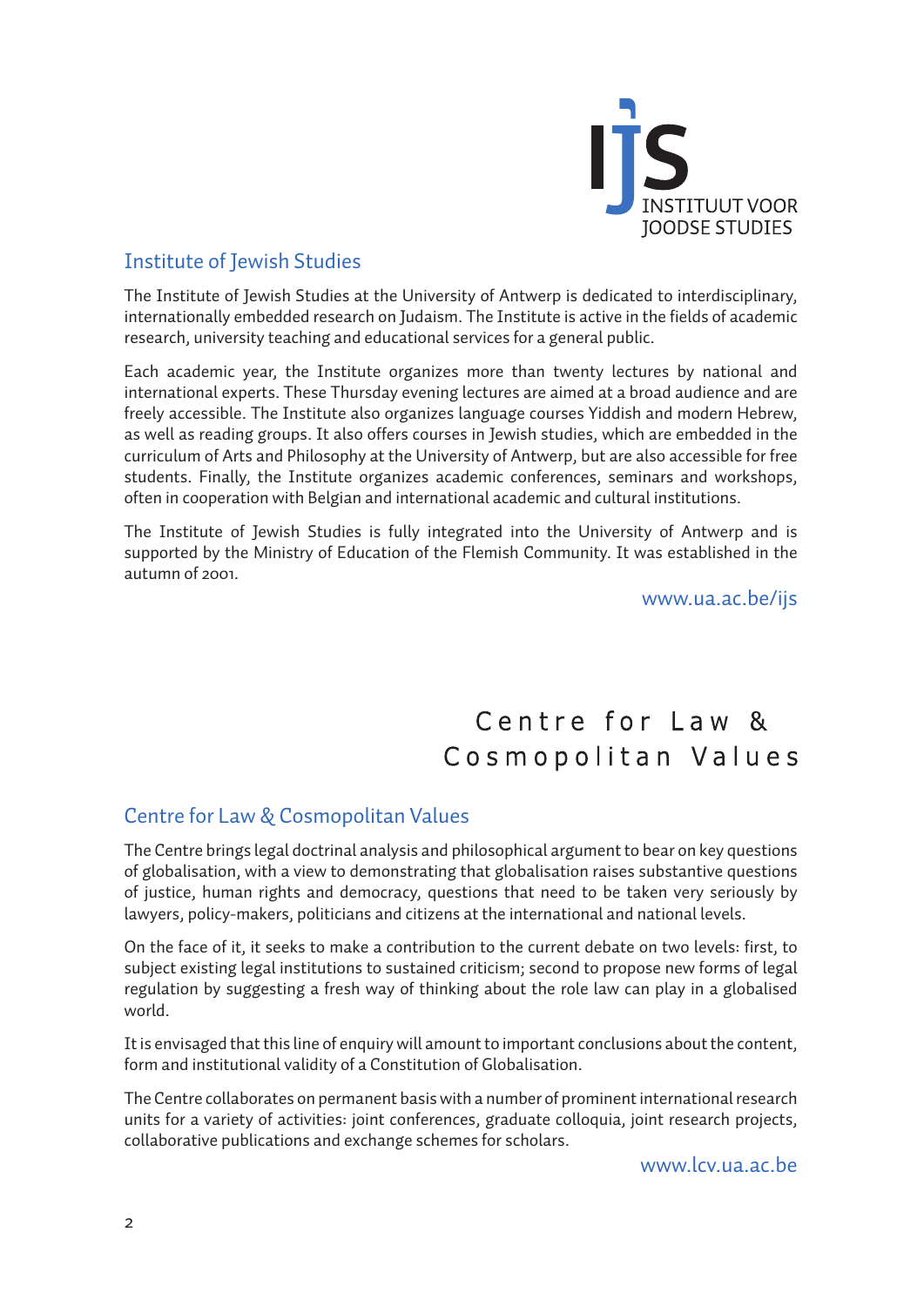IJS
INSTITUUT VOOR
JOODSE STUDIES

## Institute of Jewish Studies

The Institute of Jewish Studies at the University of Antwerp is dedicated to interdisciplinary, internationally embedded research on Judaism. The Institute is active in the fields of academic research, university teaching and educational services for a general public.

Each academic year, the Institute organizes more than twenty lectures by national and international experts. These Thursday evening lectures are aimed at a broad audience and are freely accessible. The Institute also organizes language courses Yiddish and modern Hebrew, as well as reading groups. It also offers courses in Jewish studies, which are embedded in the curriculum of Arts and Philosophy at the University of Antwerp, but are also accessible for free students. Finally, the Institute organizes academic conferences, seminars and workshops, often in cooperation with Belgian and international academic and cultural institutions.

The Institute of Jewish Studies is fully integrated into the University of Antwerp and is supported by the Ministry of Education of the Flemish Community. It was established in the autumn of 2001.

www.ua.ac.be/ijs

Centre for Law &
Cosmopolitan Values

## Centre for Law & Cosmopolitan Values

The Centre brings legal doctrinal analysis and philosophical argument to bear on key questions of globalisation, with a view to demonstrating that globalisation raises substantive questions of justice, human rights and democracy, questions that need to be taken very seriously by lawyers, policy-makers, politicians and citizens at the international and national levels.

On the face of it, it seeks to make a contribution to the current debate on two levels: first, to subject existing legal institutions to sustained criticism; second to propose new forms of legal regulation by suggesting a fresh way of thinking about the role law can play in a globalised world.

It is envisaged that this line of enquiry will amount to important conclusions about the content, form and institutional validity of a Constitution of Globalisation.

The Centre collaborates on permanent basis with a number of prominent international research units for a variety of activities: joint conferences, graduate colloquia, joint research projects, collaborative publications and exchange schemes for scholars.

www.lcv.ua.ac.be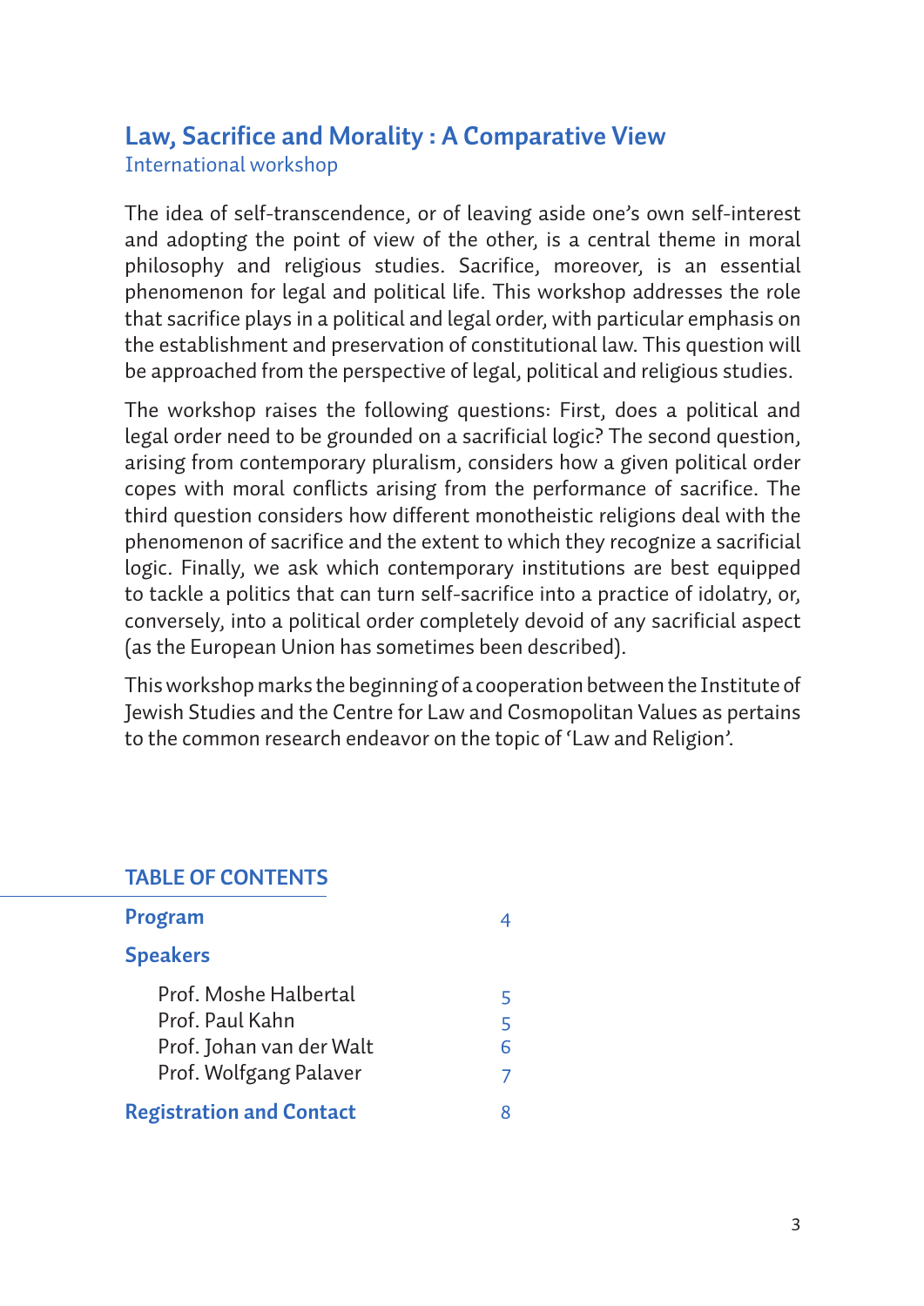# Law, Sacrifice and Morality : A Comparative View

International workshop

The idea of self-transcendence, or of leaving aside one's own self-interest and adopting the point of view of the other, is a central theme in moral philosophy and religious studies. Sacrifice, moreover, is an essential phenomenon for legal and political life. This workshop addresses the role that sacrifice plays in a political and legal order, with particular emphasis on the establishment and preservation of constitutional law. This question will be approached from the perspective of legal, political and religious studies.

The workshop raises the following questions: First, does a political and legal order need to be grounded on a sacrificial logic? The second question, arising from contemporary pluralism, considers how a given political order copes with moral conflicts arising from the performance of sacrifice. The third question considers how different monotheistic religions deal with the phenomenon of sacrifice and the extent to which they recognize a sacrificial logic. Finally, we ask which contemporary institutions are best equipped to tackle a politics that can turn self-sacrifice into a practice of idolatry, or, conversely, into a political order completely devoid of any sacrificial aspect (as the European Union has sometimes been described).

This workshop marks the beginning of a cooperation between the Institute of Jewish Studies and the Centre for Law and Cosmopolitan Values as pertains to the common research endeavor on the topic of 'Law and Religion'.

## TABLE OF CONTENTS

**Program** 4

**Speakers**

- Prof. Moshe Halbertal 5
- Prof. Paul Kahn 5
- Prof. Johan van der Walt 6
- Prof. Wolfgang Palaver 7

**Registration and Contact** 8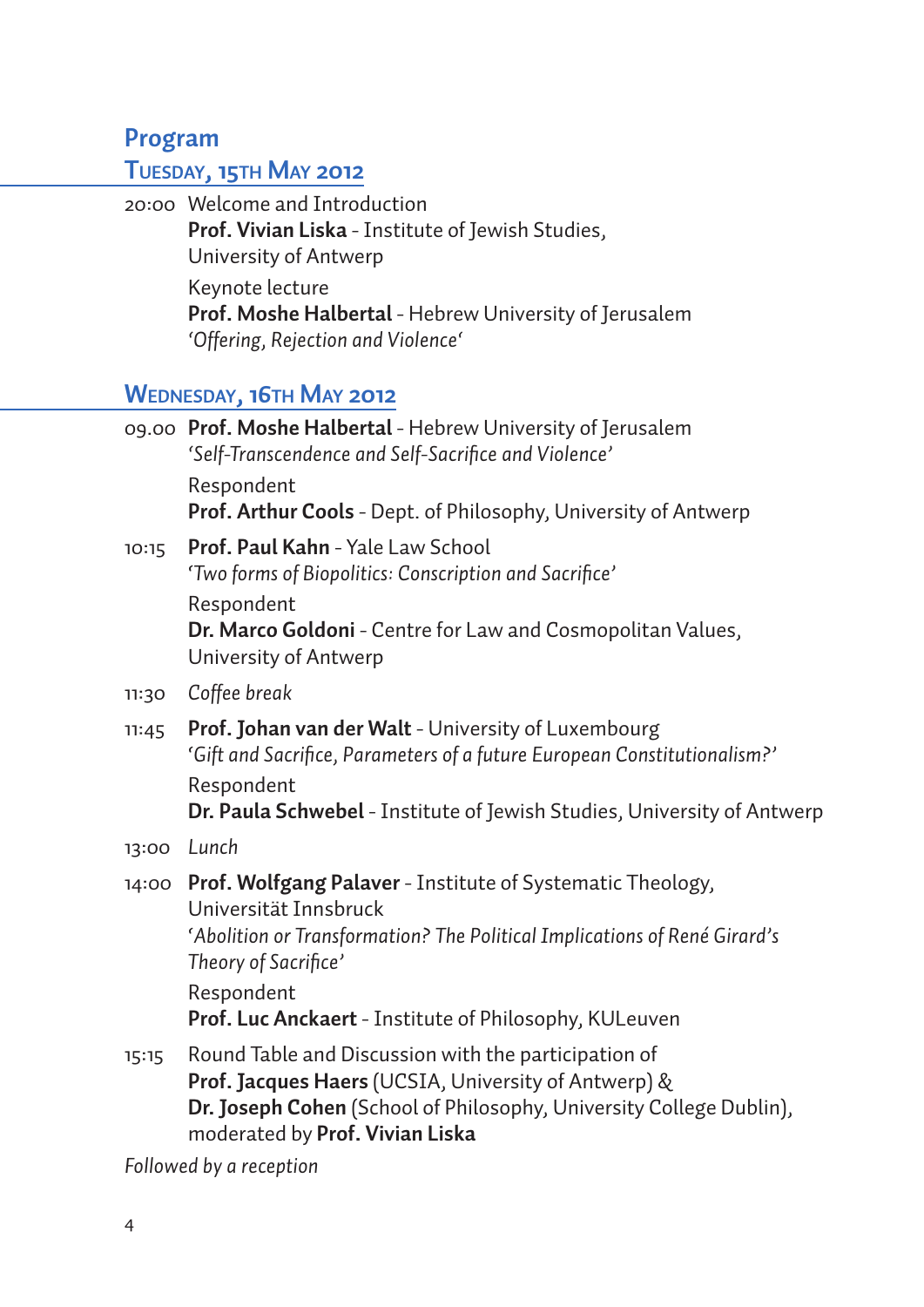# Program

## Tuesday, 15th May 2012

20:00 Welcome and Introduction
**Prof. Vivian Liska** - Institute of Jewish Studies, University of Antwerp

Keynote lecture
**Prof. Moshe Halbertal** - Hebrew University of Jerusalem
*'Offering, Rejection and Violence'*

## Wednesday, 16th May 2012

09.00 **Prof. Moshe Halbertal** - Hebrew University of Jerusalem
*'Self-Transcendence and Self-Sacrifice and Violence'*

Respondent
**Prof. Arthur Cools** - Dept. of Philosophy, University of Antwerp

10:15 **Prof. Paul Kahn** - Yale Law School
*'Two forms of Biopolitics: Conscription and Sacrifice'*

Respondent
**Dr. Marco Goldoni** - Centre for Law and Cosmopolitan Values, University of Antwerp

11:30 *Coffee break*

11:45 **Prof. Johan van der Walt** - University of Luxembourg
*'Gift and Sacrifice, Parameters of a future European Constitutionalism?'*

Respondent
**Dr. Paula Schwebel** - Institute of Jewish Studies, University of Antwerp

13:00 *Lunch*

14:00 **Prof. Wolfgang Palaver** - Institute of Systematic Theology, Universität Innsbruck
*'Abolition or Transformation? The Political Implications of René Girard's Theory of Sacrifice'*

Respondent
**Prof. Luc Anckaert** - Institute of Philosophy, KULeuven

15:15 Round Table and Discussion with the participation of
**Prof. Jacques Haers** (UCSIA, University of Antwerp) &
**Dr. Joseph Cohen** (School of Philosophy, University College Dublin),
moderated by **Prof. Vivian Liska**

*Followed by a reception*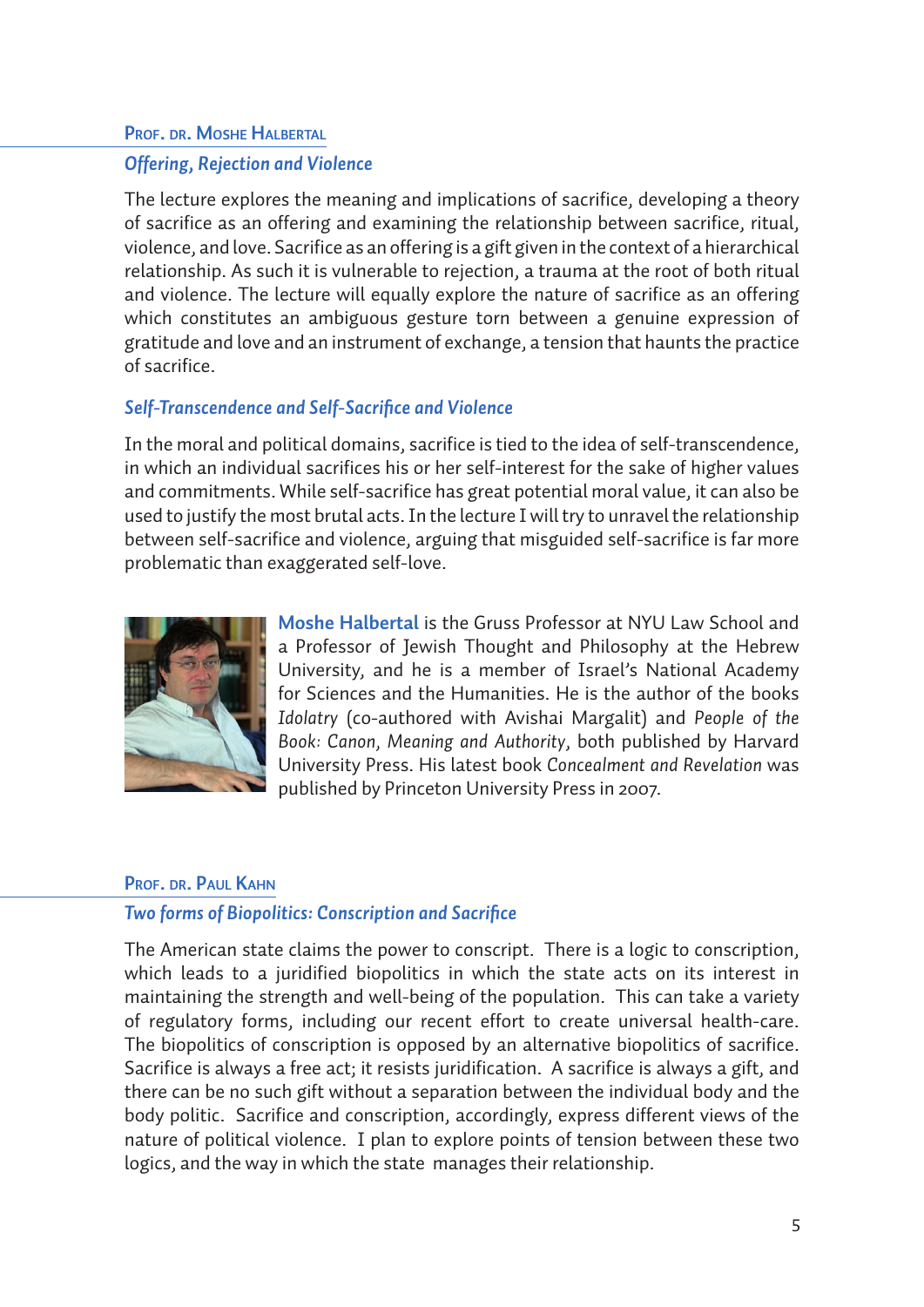## Prof. Dr. Moshe Halbertal

### *Offering, Rejection and Violence*

The lecture explores the meaning and implications of sacrifice, developing a theory of sacrifice as an offering and examining the relationship between sacrifice, ritual, violence, and love. Sacrifice as an offering is a gift given in the context of a hierarchical relationship. As such it is vulnerable to rejection, a trauma at the root of both ritual and violence. The lecture will equally explore the nature of sacrifice as an offering which constitutes an ambiguous gesture torn between a genuine expression of gratitude and love and an instrument of exchange, a tension that haunts the practice of sacrifice.

### *Self-Transcendence and Self-Sacrifice and Violence*

In the moral and political domains, sacrifice is tied to the idea of self-transcendence, in which an individual sacrifices his or her self-interest for the sake of higher values and commitments. While self-sacrifice has great potential moral value, it can also be used to justify the most brutal acts. In the lecture I will try to unravel the relationship between self-sacrifice and violence, arguing that misguided self-sacrifice is far more problematic than exaggerated self-love.

**Moshe Halbertal** is the Gruss Professor at NYU Law School and a Professor of Jewish Thought and Philosophy at the Hebrew University, and he is a member of Israel's National Academy for Sciences and the Humanities. He is the author of the books *Idolatry* (co-authored with Avishai Margalit) and *People of the Book: Canon, Meaning and Authority*, both published by Harvard University Press. His latest book *Concealment and Revelation* was published by Princeton University Press in 2007.

## Prof. Dr. Paul Kahn

### *Two forms of Biopolitics: Conscription and Sacrifice*

The American state claims the power to conscript. There is a logic to conscription, which leads to a juridified biopolitics in which the state acts on its interest in maintaining the strength and well-being of the population. This can take a variety of regulatory forms, including our recent effort to create universal health-care. The biopolitics of conscription is opposed by an alternative biopolitics of sacrifice. Sacrifice is always a free act; it resists juridification. A sacrifice is always a gift, and there can be no such gift without a separation between the individual body and the body politic. Sacrifice and conscription, accordingly, express different views of the nature of political violence. I plan to explore points of tension between these two logics, and the way in which the state manages their relationship.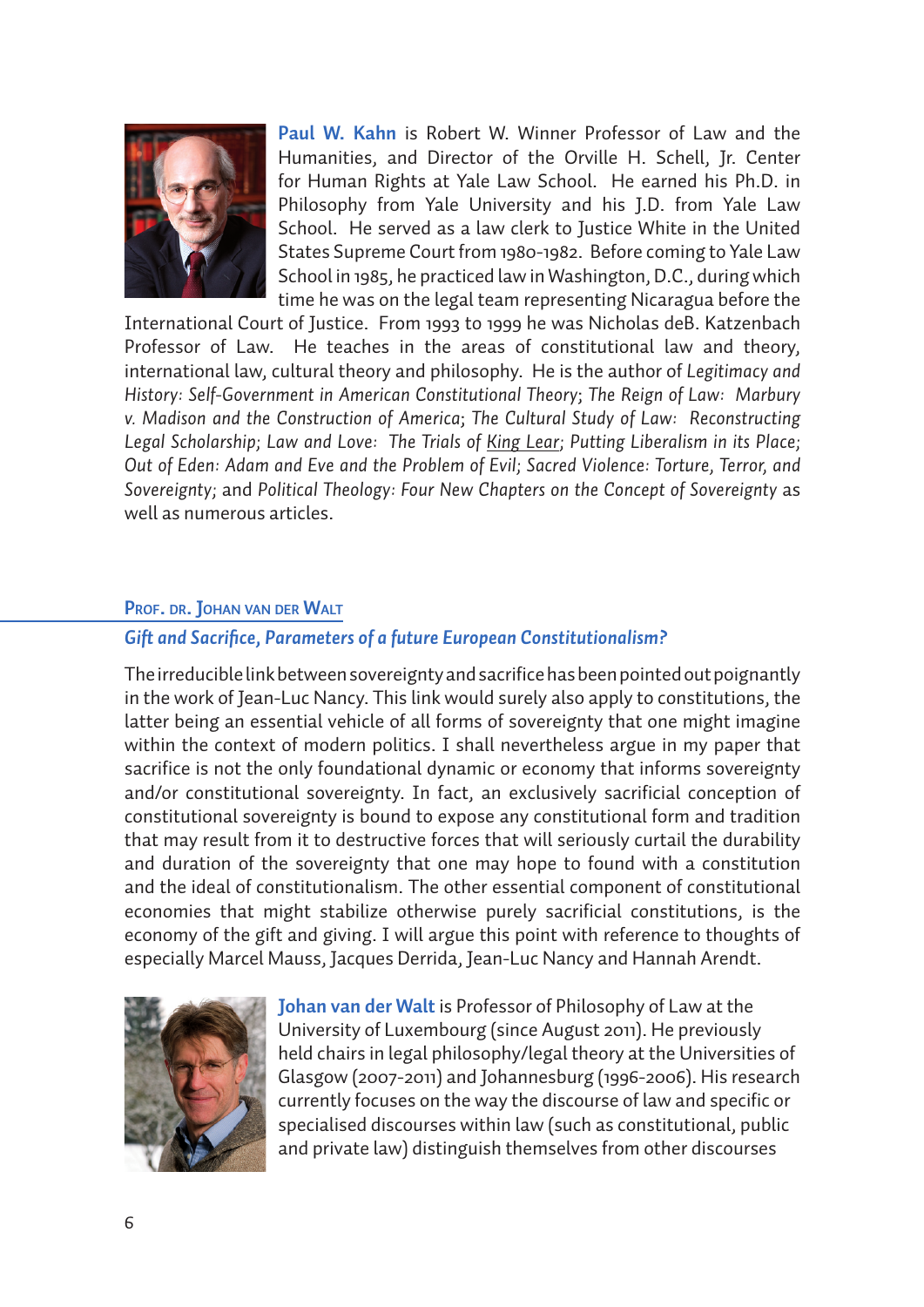**Paul W. Kahn** is Robert W. Winner Professor of Law and the Humanities, and Director of the Orville H. Schell, Jr. Center for Human Rights at Yale Law School. He earned his Ph.D. in Philosophy from Yale University and his J.D. from Yale Law School. He served as a law clerk to Justice White in the United States Supreme Court from 1980-1982. Before coming to Yale Law School in 1985, he practiced law in Washington, D.C., during which time he was on the legal team representing Nicaragua before the International Court of Justice. From 1993 to 1999 he was Nicholas deB. Katzenbach Professor of Law. He teaches in the areas of constitutional law and theory, international law, cultural theory and philosophy. He is the author of *Legitimacy and History: Self-Government in American Constitutional Theory*; *The Reign of Law: Marbury v. Madison and the Construction of America*; *The Cultural Study of Law: Reconstructing Legal Scholarship*; *Law and Love: The Trials of King Lear*; *Putting Liberalism in its Place*; *Out of Eden: Adam and Eve and the Problem of Evil*; *Sacred Violence: Torture, Terror, and Sovereignty*; and *Political Theology: Four New Chapters on the Concept of Sovereignty* as well as numerous articles.

## Prof. dr. Johan van der Walt

### *Gift and Sacrifice, Parameters of a future European Constitutionalism?*

The irreducible link between sovereignty and sacrifice has been pointed out poignantly in the work of Jean-Luc Nancy. This link would surely also apply to constitutions, the latter being an essential vehicle of all forms of sovereignty that one might imagine within the context of modern politics. I shall nevertheless argue in my paper that sacrifice is not the only foundational dynamic or economy that informs sovereignty and/or constitutional sovereignty. In fact, an exclusively sacrificial conception of constitutional sovereignty is bound to expose any constitutional form and tradition that may result from it to destructive forces that will seriously curtail the durability and duration of the sovereignty that one may hope to found with a constitution and the ideal of constitutionalism. The other essential component of constitutional economies that might stabilize otherwise purely sacrificial constitutions, is the economy of the gift and giving. I will argue this point with reference to thoughts of especially Marcel Mauss, Jacques Derrida, Jean-Luc Nancy and Hannah Arendt.

**Johan van der Walt** is Professor of Philosophy of Law at the University of Luxembourg (since August 2011). He previously held chairs in legal philosophy/legal theory at the Universities of Glasgow (2007-2011) and Johannesburg (1996-2006). His research currently focuses on the way the discourse of law and specific or specialised discourses within law (such as constitutional, public and private law) distinguish themselves from other discourses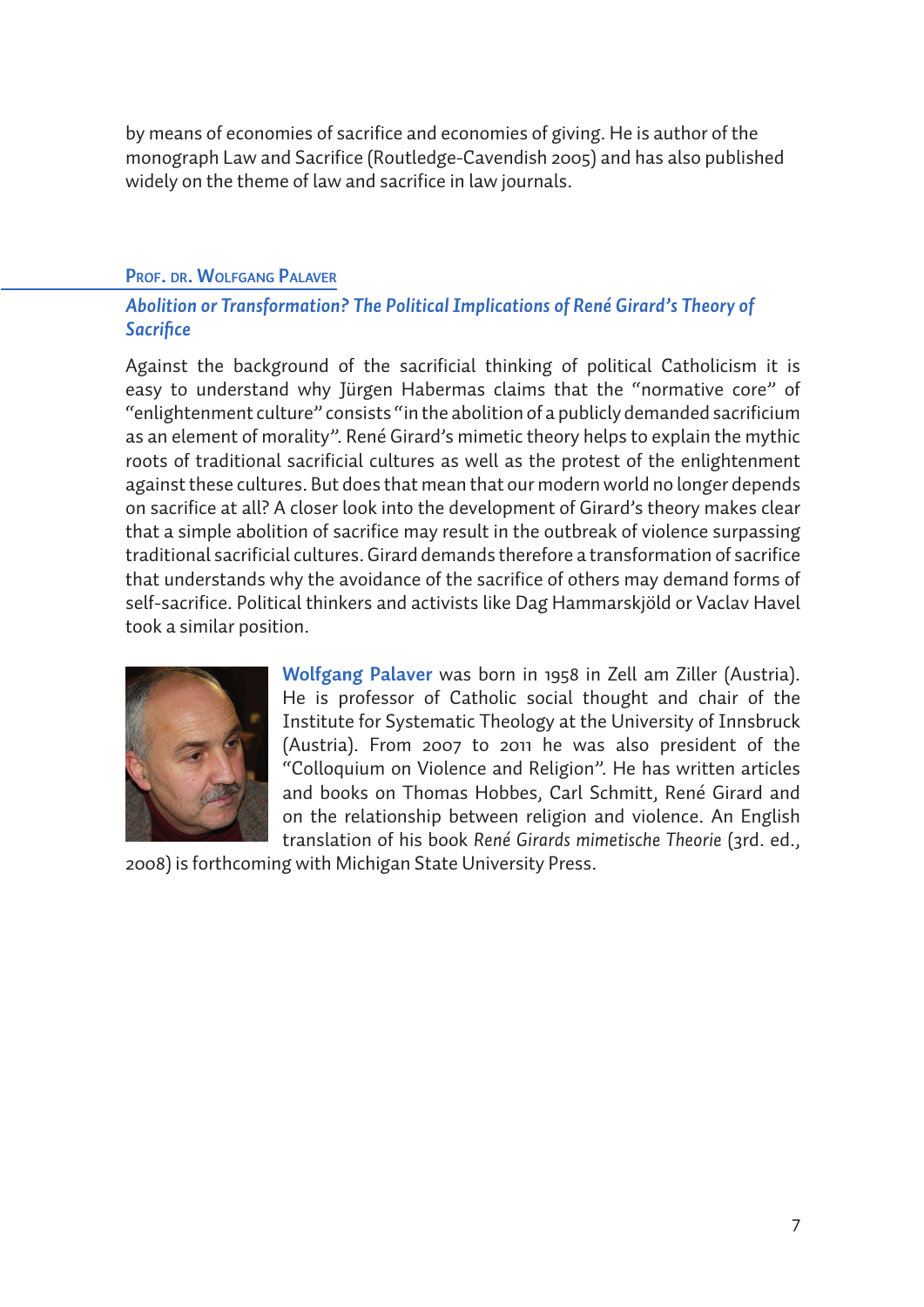by means of economies of sacrifice and economies of giving. He is author of the monograph Law and Sacrifice (Routledge-Cavendish 2005) and has also published widely on the theme of law and sacrifice in law journals.

### Prof. Dr. Wolfgang Palaver

***Abolition or Transformation? The Political Implications of René Girard's Theory of Sacrifice***

Against the background of the sacrificial thinking of political Catholicism it is easy to understand why Jürgen Habermas claims that the "normative core" of "enlightenment culture" consists "in the abolition of a publicly demanded sacrificium as an element of morality". René Girard's mimetic theory helps to explain the mythic roots of traditional sacrificial cultures as well as the protest of the enlightenment against these cultures. But does that mean that our modern world no longer depends on sacrifice at all? A closer look into the development of Girard's theory makes clear that a simple abolition of sacrifice may result in the outbreak of violence surpassing traditional sacrificial cultures. Girard demands therefore a transformation of sacrifice that understands why the avoidance of the sacrifice of others may demand forms of self-sacrifice. Political thinkers and activists like Dag Hammarskjöld or Vaclav Havel took a similar position.

**Wolfgang Palaver** was born in 1958 in Zell am Ziller (Austria). He is professor of Catholic social thought and chair of the Institute for Systematic Theology at the University of Innsbruck (Austria). From 2007 to 2011 he was also president of the "Colloquium on Violence and Religion". He has written articles and books on Thomas Hobbes, Carl Schmitt, René Girard and on the relationship between religion and violence. An English translation of his book *René Girards mimetische Theorie* (3rd. ed., 2008) is forthcoming with Michigan State University Press.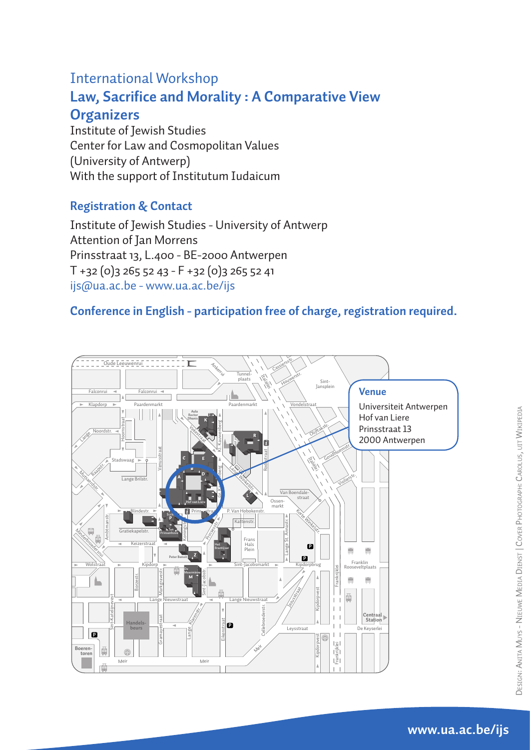International Workshop

# Law, Sacrifice and Morality : A Comparative View

## Organizers

Institute of Jewish Studies
Center for Law and Cosmopolitan Values
(University of Antwerp)
With the support of Institutum Iudaicum

## Registration & Contact

Institute of Jewish Studies - University of Antwerp
Attention of Jan Morrens
Prinsstraat 13, L.400 - BE-2000 Antwerpen
T +32 (0)3 265 52 43 - F +32 (0)3 265 52 41
ijs@ua.ac.be - www.ua.ac.be/ijs

**Conference in English - participation free of charge, registration required.**

**Venue**

Universiteit Antwerpen
Hof van Liere
Prinsstraat 13
2000 Antwerpen

Design: Anita Muys – Nieuwe Media Dienst | Cover photograph: Carolus, uit Wikipedia

www.ua.ac.be/ijs